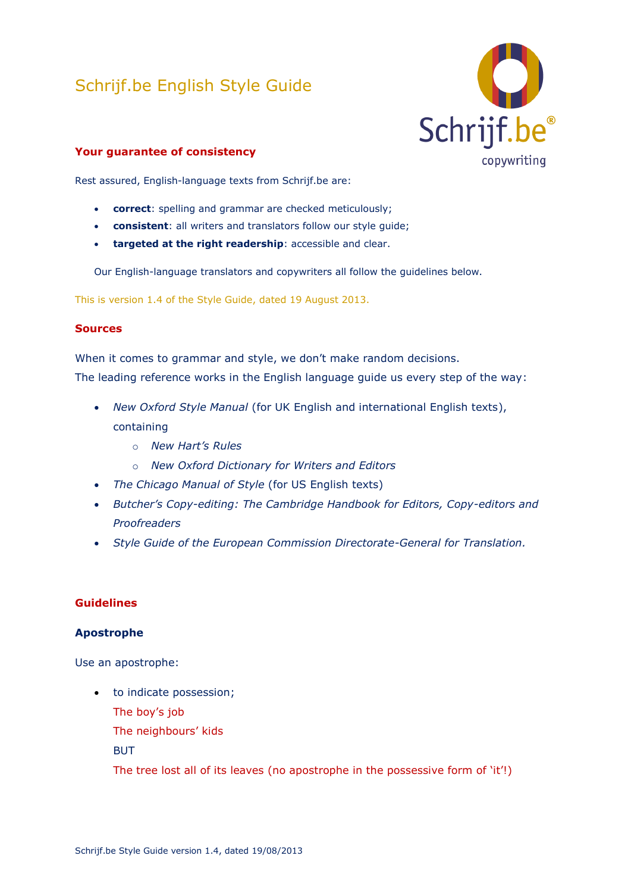# Schrijf.be English Style Guide

## Your guarantee of consistency

Rest assured, English-language texts from Schrijf.be are:

- **correct**: spelling and grammar are checked meticulously;
- **consistent**: all writers and translators follow our style guide;
- **targeted at the right readership**: accessible and clear.

Our English-language translators and copywriters all follow the guidelines below.

This is version 1.4 of the Style Guide, dated 19 August 2013.

## Sources

When it comes to grammar and style, we don't make random decisions.
The leading reference works in the English language guide us every step of the way:

- *New Oxford Style Manual* (for UK English and international English texts), containing
  - *New Hart's Rules*
  - *New Oxford Dictionary for Writers and Editors*
- *The Chicago Manual of Style* (for US English texts)
- *Butcher's Copy-editing: The Cambridge Handbook for Editors, Copy-editors and Proofreaders*
- *Style Guide of the European Commission Directorate-General for Translation.*

## Guidelines

### Apostrophe

Use an apostrophe:

- to indicate possession;

  The boy's job

  The neighbours' kids

  BUT

  The tree lost all of its leaves (no apostrophe in the possessive form of 'it'!)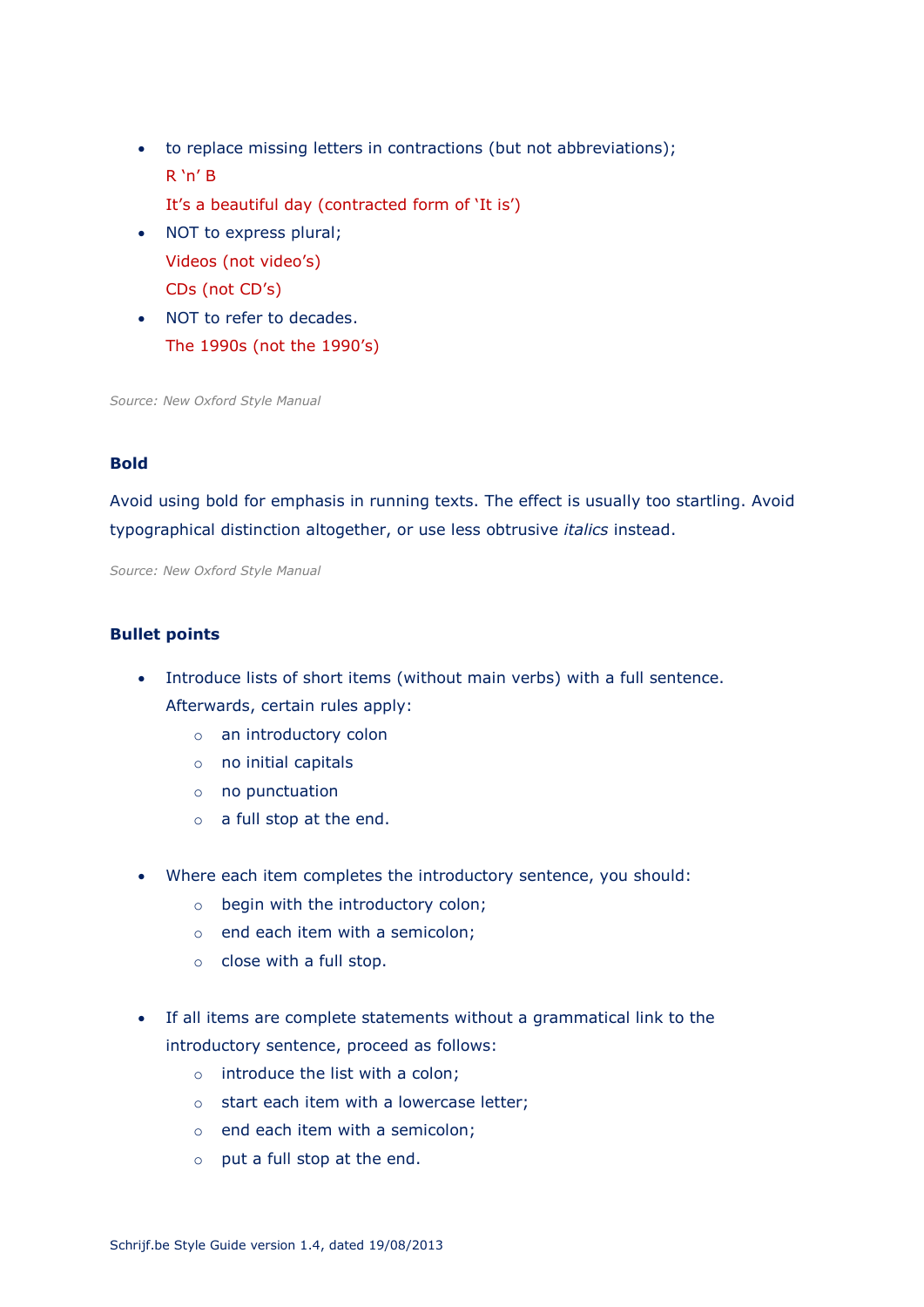- to replace missing letters in contractions (but not abbreviations);
  R 'n' B
  It's a beautiful day (contracted form of 'It is')
- NOT to express plural;
  Videos (not video's)
  CDs (not CD's)
- NOT to refer to decades.
  The 1990s (not the 1990's)

*Source: New Oxford Style Manual*

**Bold**

Avoid using bold for emphasis in running texts. The effect is usually too startling. Avoid typographical distinction altogether, or use less obtrusive *italics* instead.

*Source: New Oxford Style Manual*

**Bullet points**

- Introduce lists of short items (without main verbs) with a full sentence. Afterwards, certain rules apply:
  - an introductory colon
  - no initial capitals
  - no punctuation
  - a full stop at the end.

- Where each item completes the introductory sentence, you should:
  - begin with the introductory colon;
  - end each item with a semicolon;
  - close with a full stop.

- If all items are complete statements without a grammatical link to the introductory sentence, proceed as follows:
  - introduce the list with a colon;
  - start each item with a lowercase letter;
  - end each item with a semicolon;
  - put a full stop at the end.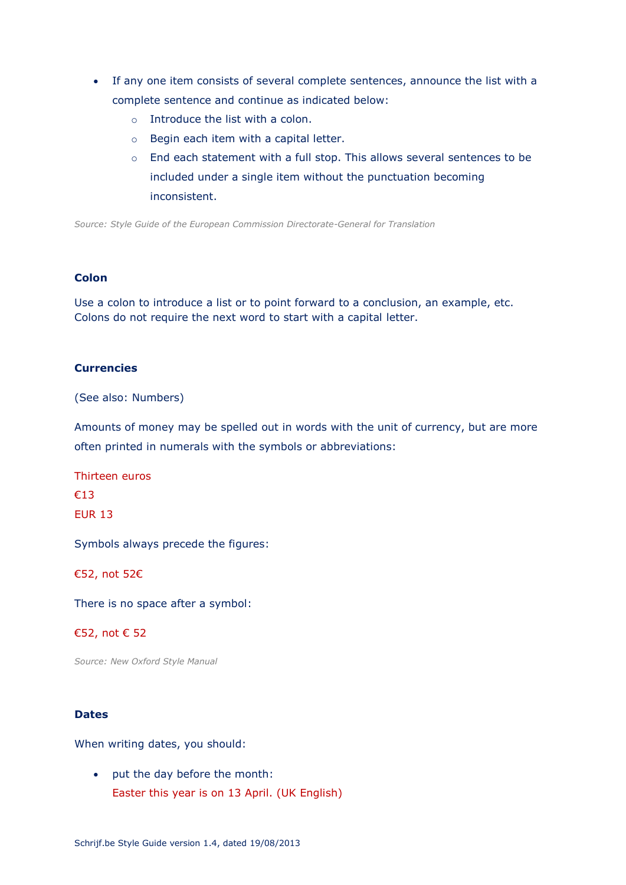- If any one item consists of several complete sentences, announce the list with a complete sentence and continue as indicated below:
    - Introduce the list with a colon.
    - Begin each item with a capital letter.
    - End each statement with a full stop. This allows several sentences to be included under a single item without the punctuation becoming inconsistent.

*Source: Style Guide of the European Commission Directorate-General for Translation*

**Colon**

Use a colon to introduce a list or to point forward to a conclusion, an example, etc. Colons do not require the next word to start with a capital letter.

**Currencies**

(See also: Numbers)

Amounts of money may be spelled out in words with the unit of currency, but are more often printed in numerals with the symbols or abbreviations:

Thirteen euros
€13
EUR 13

Symbols always precede the figures:

€52, not 52€

There is no space after a symbol:

€52, not € 52

*Source: New Oxford Style Manual*

**Dates**

When writing dates, you should:

- put the day before the month:
  Easter this year is on 13 April. (UK English)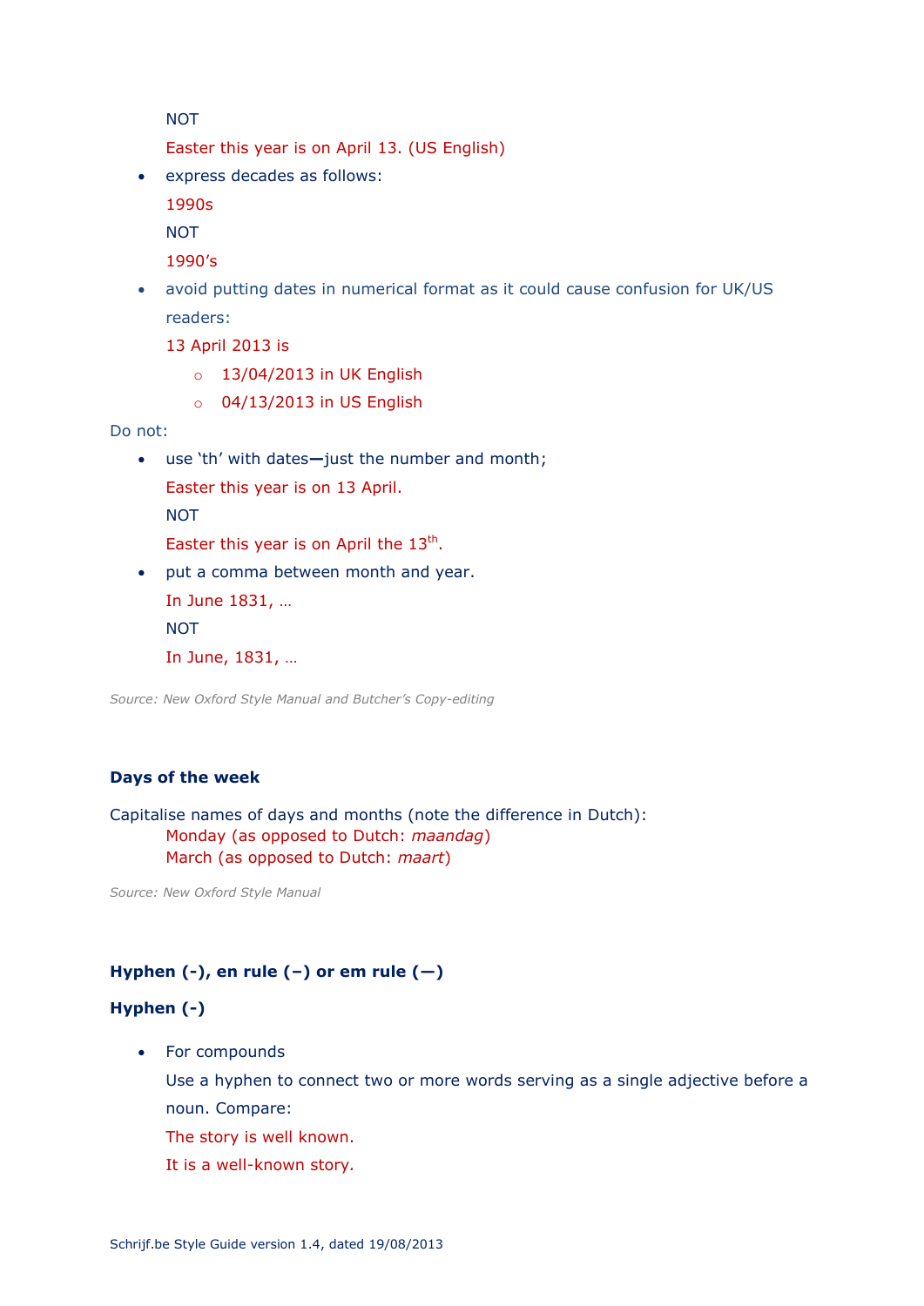NOT

Easter this year is on April 13. (US English)

- express decades as follows:

  1990s

  NOT

  1990's

- avoid putting dates in numerical format as it could cause confusion for UK/US readers:

  13 April 2013 is

  - 13/04/2013 in UK English
  - 04/13/2013 in US English

Do not:

- use 'th' with dates—just the number and month;

  Easter this year is on 13 April.

  NOT

  Easter this year is on April the 13th.

- put a comma between month and year.

  In June 1831, …

  NOT

  In June, 1831, …

*Source: New Oxford Style Manual and Butcher's Copy-editing*

**Days of the week**

Capitalise names of days and months (note the difference in Dutch):

Monday (as opposed to Dutch: *maandag*)
March (as opposed to Dutch: *maart*)

*Source: New Oxford Style Manual*

**Hyphen (-), en rule (–) or em rule (—)**

**Hyphen (-)**

- For compounds

  Use a hyphen to connect two or more words serving as a single adjective before a noun. Compare:

  The story is well known.

  It is a well-known story.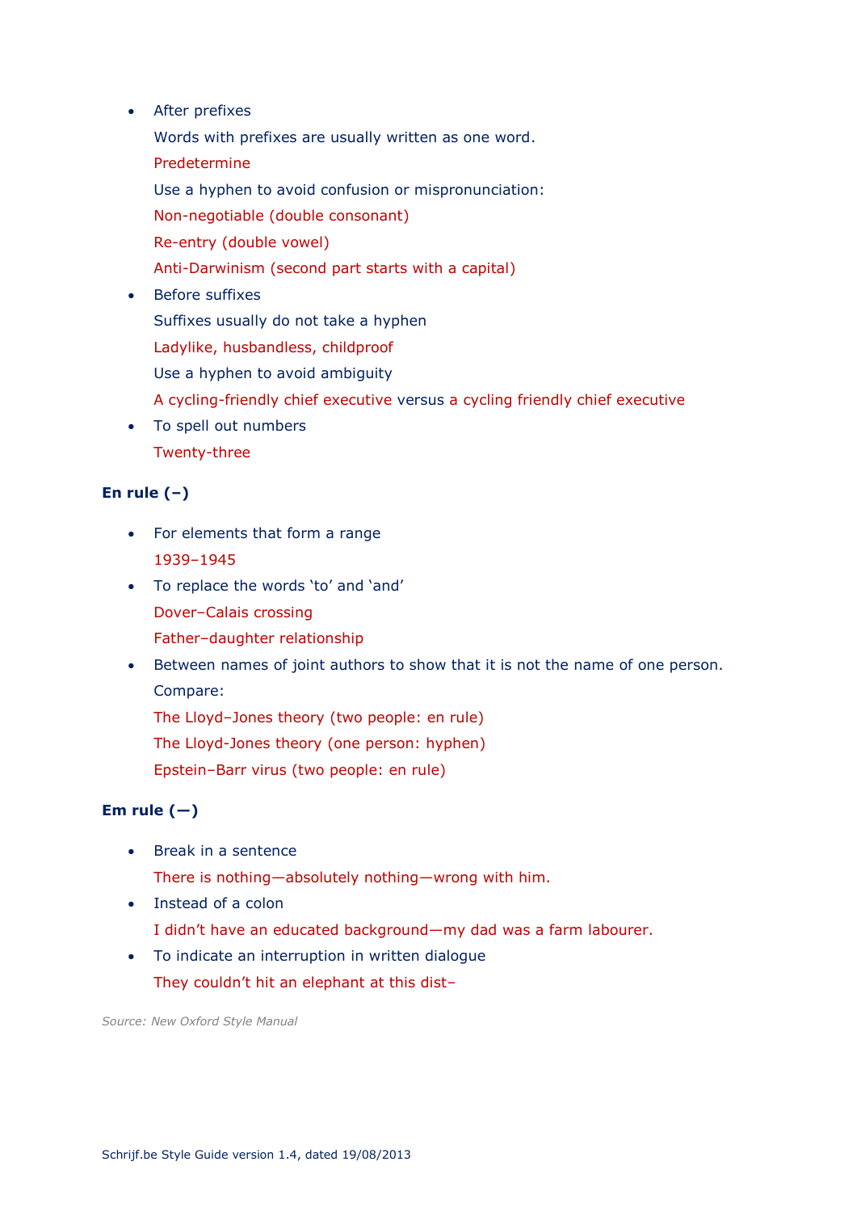- After prefixes

  Words with prefixes are usually written as one word.

  Predetermine

  Use a hyphen to avoid confusion or mispronunciation:

  Non-negotiable (double consonant)

  Re-entry (double vowel)

  Anti-Darwinism (second part starts with a capital)

- Before suffixes

  Suffixes usually do not take a hyphen

  Ladylike, husbandless, childproof

  Use a hyphen to avoid ambiguity

  A cycling-friendly chief executive versus a cycling friendly chief executive

- To spell out numbers

  Twenty-three

**En rule (–)**

- For elements that form a range

  1939–1945

- To replace the words 'to' and 'and'

  Dover–Calais crossing

  Father–daughter relationship

- Between names of joint authors to show that it is not the name of one person.

  Compare:

  The Lloyd–Jones theory (two people: en rule)

  The Lloyd-Jones theory (one person: hyphen)

  Epstein–Barr virus (two people: en rule)

**Em rule (—)**

- Break in a sentence

  There is nothing—absolutely nothing—wrong with him.

- Instead of a colon

  I didn't have an educated background—my dad was a farm labourer.

- To indicate an interruption in written dialogue

  They couldn't hit an elephant at this dist–

*Source: New Oxford Style Manual*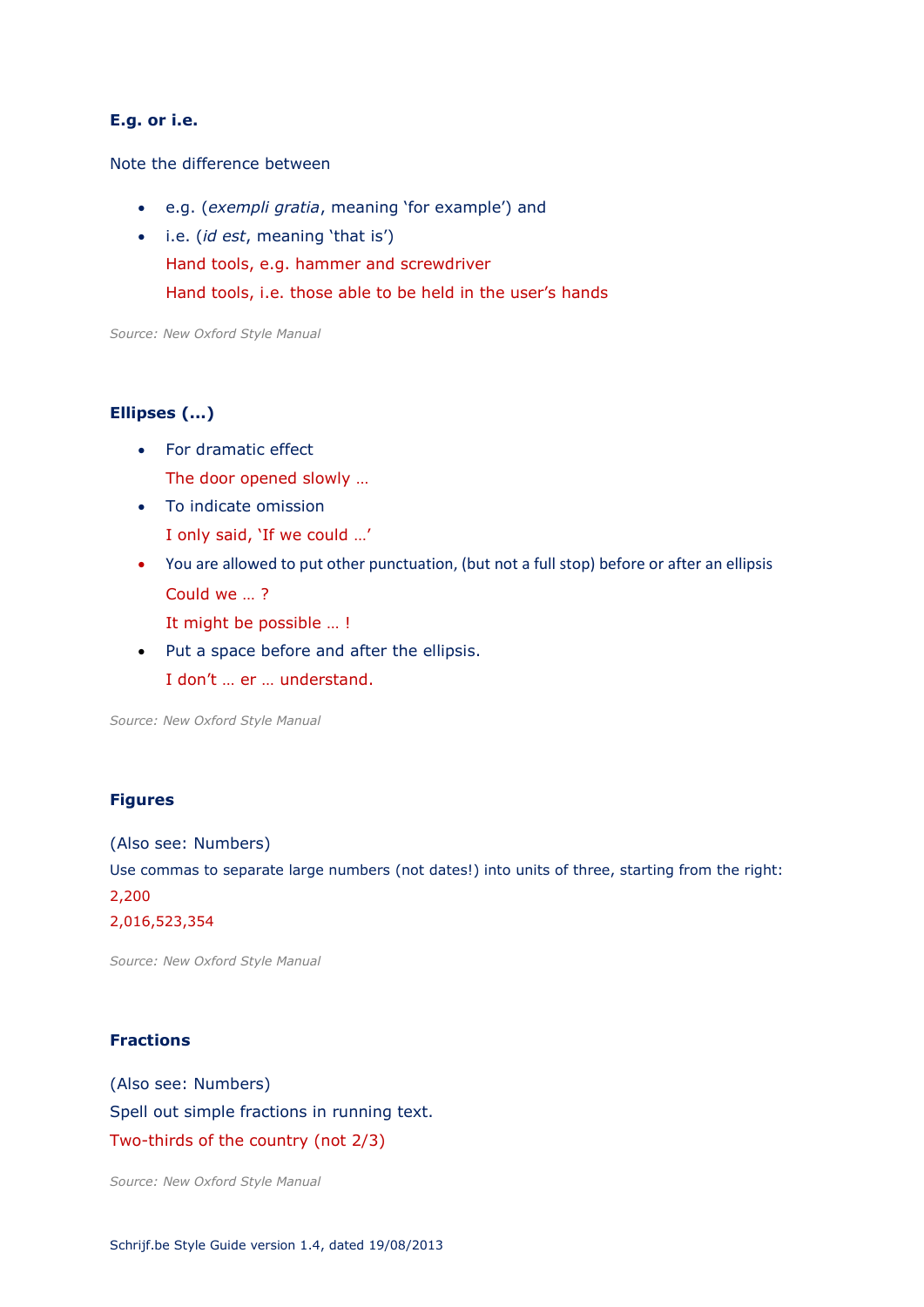### E.g. or i.e.

Note the difference between

- e.g. (*exempli gratia*, meaning 'for example') and
- i.e. (*id est*, meaning 'that is')

  Hand tools, e.g. hammer and screwdriver

  Hand tools, i.e. those able to be held in the user's hands

*Source: New Oxford Style Manual*

### Ellipses (...)

- For dramatic effect

  The door opened slowly …
- To indicate omission

  I only said, 'If we could …'
- You are allowed to put other punctuation, (but not a full stop) before or after an ellipsis

  Could we … ?

  It might be possible … !
- Put a space before and after the ellipsis.

  I don't … er … understand.

*Source: New Oxford Style Manual*

### Figures

(Also see: Numbers)

Use commas to separate large numbers (not dates!) into units of three, starting from the right:

2,200

2,016,523,354

*Source: New Oxford Style Manual*

### Fractions

(Also see: Numbers)

Spell out simple fractions in running text.

Two-thirds of the country (not 2/3)

*Source: New Oxford Style Manual*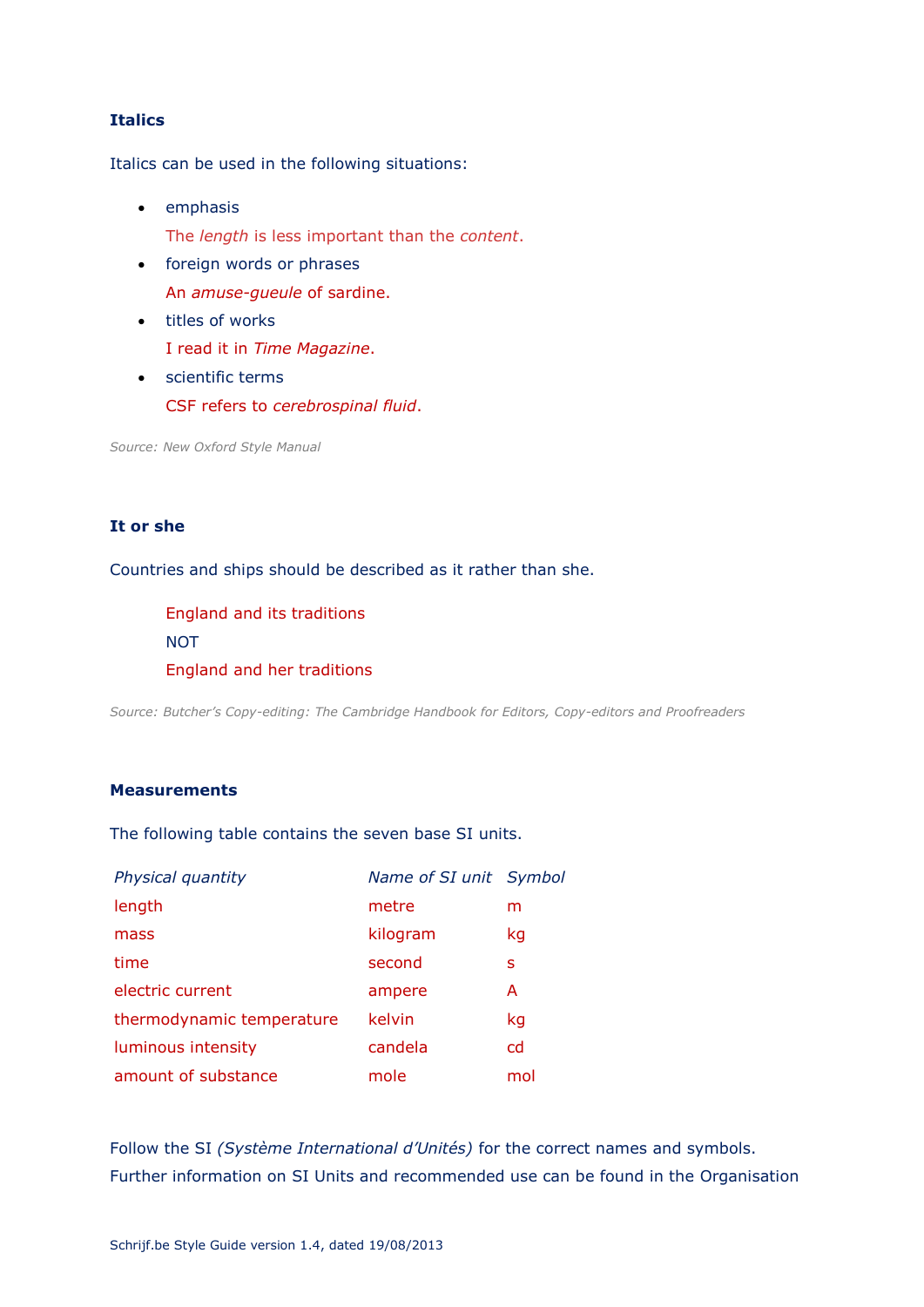### Italics

Italics can be used in the following situations:

- emphasis
  The *length* is less important than the *content*.
- foreign words or phrases
  An *amuse-gueule* of sardine.
- titles of works
  I read it in *Time Magazine*.
- scientific terms
  CSF refers to *cerebrospinal fluid*.

*Source: New Oxford Style Manual*

### It or she

Countries and ships should be described as it rather than she.

> England and its traditions
> NOT
> England and her traditions

*Source: Butcher's Copy-editing: The Cambridge Handbook for Editors, Copy-editors and Proofreaders*

### Measurements

The following table contains the seven base SI units.

| *Physical quantity* | *Name of SI unit* | *Symbol* |
|---|---|---|
| length | metre | m |
| mass | kilogram | kg |
| time | second | s |
| electric current | ampere | A |
| thermodynamic temperature | kelvin | kg |
| luminous intensity | candela | cd |
| amount of substance | mole | mol |

Follow the SI *(Système International d'Unités)* for the correct names and symbols. Further information on SI Units and recommended use can be found in the Organisation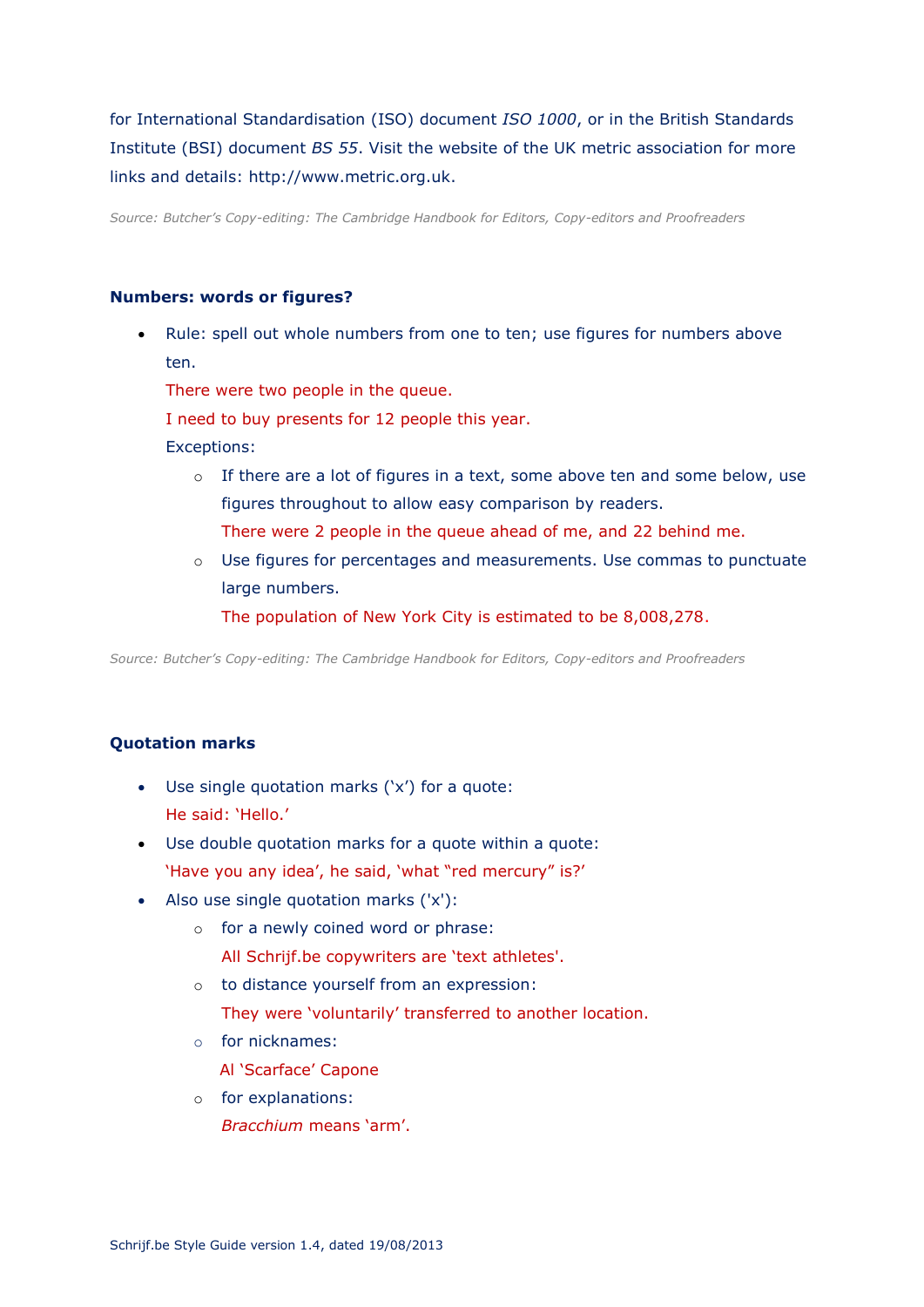for International Standardisation (ISO) document *ISO 1000*, or in the British Standards Institute (BSI) document *BS 55*. Visit the website of the UK metric association for more links and details: http://www.metric.org.uk.

*Source: Butcher's Copy-editing: The Cambridge Handbook for Editors, Copy-editors and Proofreaders*

### Numbers: words or figures?

- Rule: spell out whole numbers from one to ten; use figures for numbers above ten.
  There were two people in the queue.
  I need to buy presents for 12 people this year.
  Exceptions:
  - If there are a lot of figures in a text, some above ten and some below, use figures throughout to allow easy comparison by readers.
    There were 2 people in the queue ahead of me, and 22 behind me.
  - Use figures for percentages and measurements. Use commas to punctuate large numbers.
    The population of New York City is estimated to be 8,008,278.

*Source: Butcher's Copy-editing: The Cambridge Handbook for Editors, Copy-editors and Proofreaders*

### Quotation marks

- Use single quotation marks ('x') for a quote:
  He said: 'Hello.'
- Use double quotation marks for a quote within a quote:
  'Have you any idea', he said, 'what "red mercury" is?'
- Also use single quotation marks ('x'):
  - for a newly coined word or phrase:
    All Schrijf.be copywriters are 'text athletes'.
  - to distance yourself from an expression:
    They were 'voluntarily' transferred to another location.
  - for nicknames:
    Al 'Scarface' Capone
  - for explanations:
    *Bracchium* means 'arm'.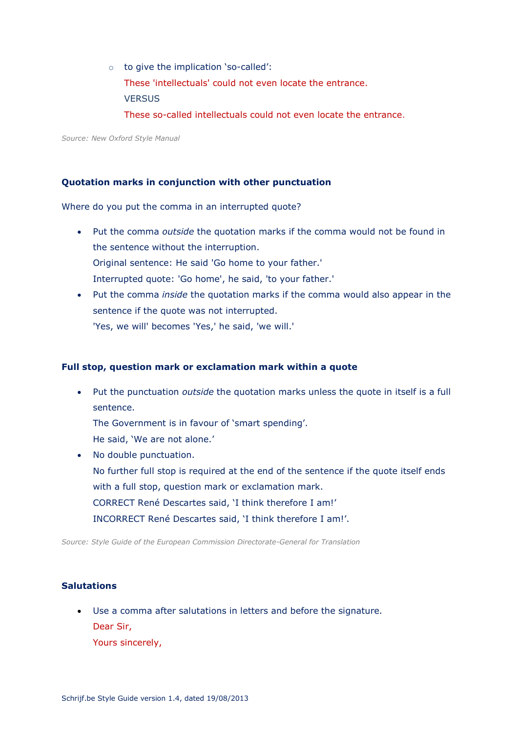- to give the implication ‘so-called’:
  These 'intellectuals' could not even locate the entrance.
  VERSUS
  These so-called intellectuals could not even locate the entrance.

*Source: New Oxford Style Manual*

#### Quotation marks in conjunction with other punctuation

Where do you put the comma in an interrupted quote?

- Put the comma *outside* the quotation marks if the comma would not be found in the sentence without the interruption.
  Original sentence: He said 'Go home to your father.'
  Interrupted quote: 'Go home', he said, 'to your father.'
- Put the comma *inside* the quotation marks if the comma would also appear in the sentence if the quote was not interrupted.
  'Yes, we will' becomes 'Yes,' he said, 'we will.'

#### Full stop, question mark or exclamation mark within a quote

- Put the punctuation *outside* the quotation marks unless the quote in itself is a full sentence.
  The Government is in favour of ‘smart spending’.
  He said, ‘We are not alone.’
- No double punctuation.
  No further full stop is required at the end of the sentence if the quote itself ends with a full stop, question mark or exclamation mark.
  CORRECT René Descartes said, ‘I think therefore I am!’
  INCORRECT René Descartes said, ‘I think therefore I am!’.

*Source: Style Guide of the European Commission Directorate-General for Translation*

#### Salutations

- Use a comma after salutations in letters and before the signature.
  Dear Sir,
  Yours sincerely,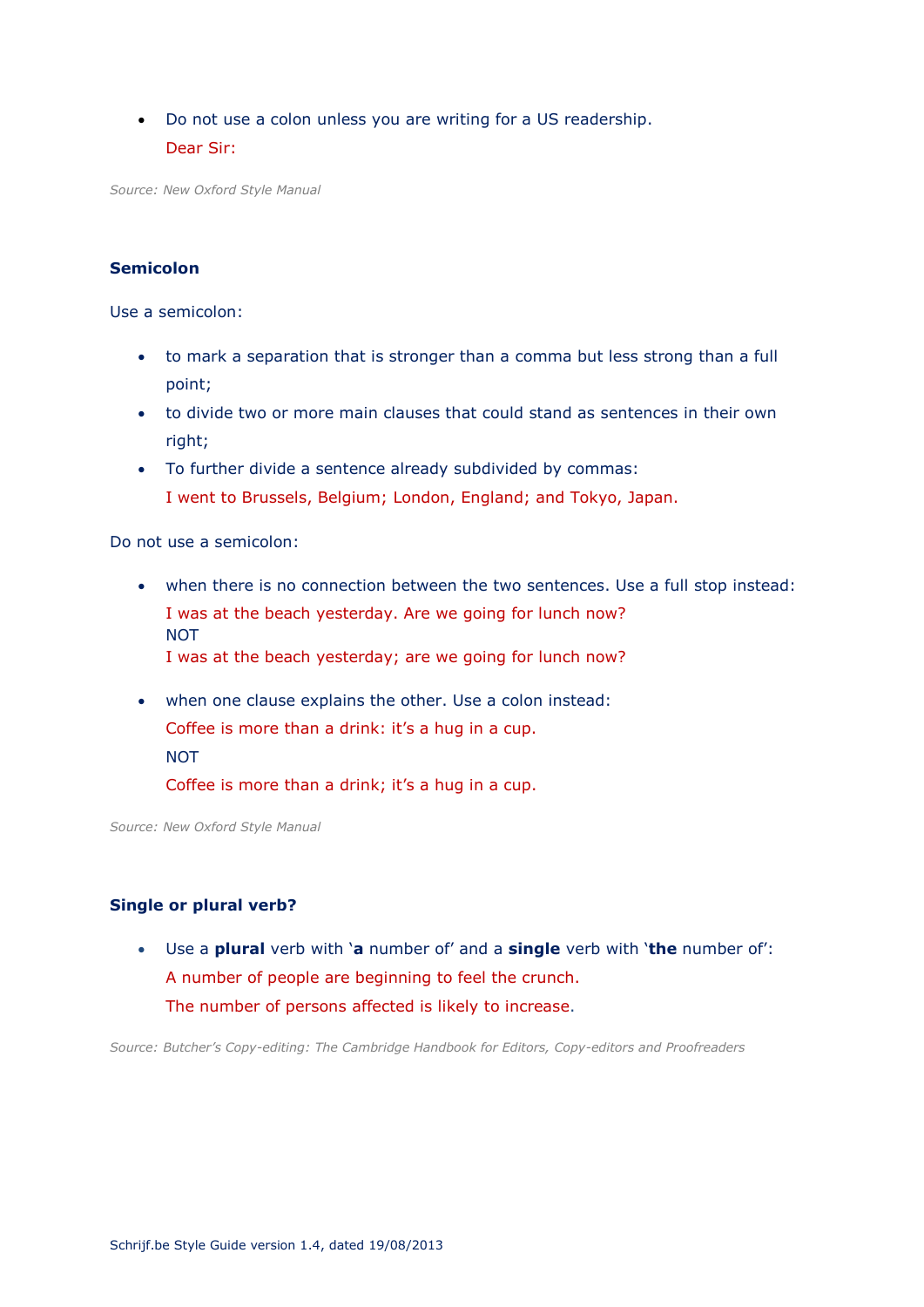- Do not use a colon unless you are writing for a US readership.
  Dear Sir:

*Source: New Oxford Style Manual*

**Semicolon**

Use a semicolon:

- to mark a separation that is stronger than a comma but less strong than a full point;
- to divide two or more main clauses that could stand as sentences in their own right;
- To further divide a sentence already subdivided by commas:
  I went to Brussels, Belgium; London, England; and Tokyo, Japan.

Do not use a semicolon:

- when there is no connection between the two sentences. Use a full stop instead:
  I was at the beach yesterday. Are we going for lunch now?
  NOT
  I was at the beach yesterday; are we going for lunch now?

- when one clause explains the other. Use a colon instead:
  Coffee is more than a drink: it's a hug in a cup.
  NOT
  Coffee is more than a drink; it's a hug in a cup.

*Source: New Oxford Style Manual*

**Single or plural verb?**

- Use a **plural** verb with '**a** number of' and a **single** verb with '**the** number of':
  A number of people are beginning to feel the crunch.
  The number of persons affected is likely to increase.

*Source: Butcher's Copy-editing: The Cambridge Handbook for Editors, Copy-editors and Proofreaders*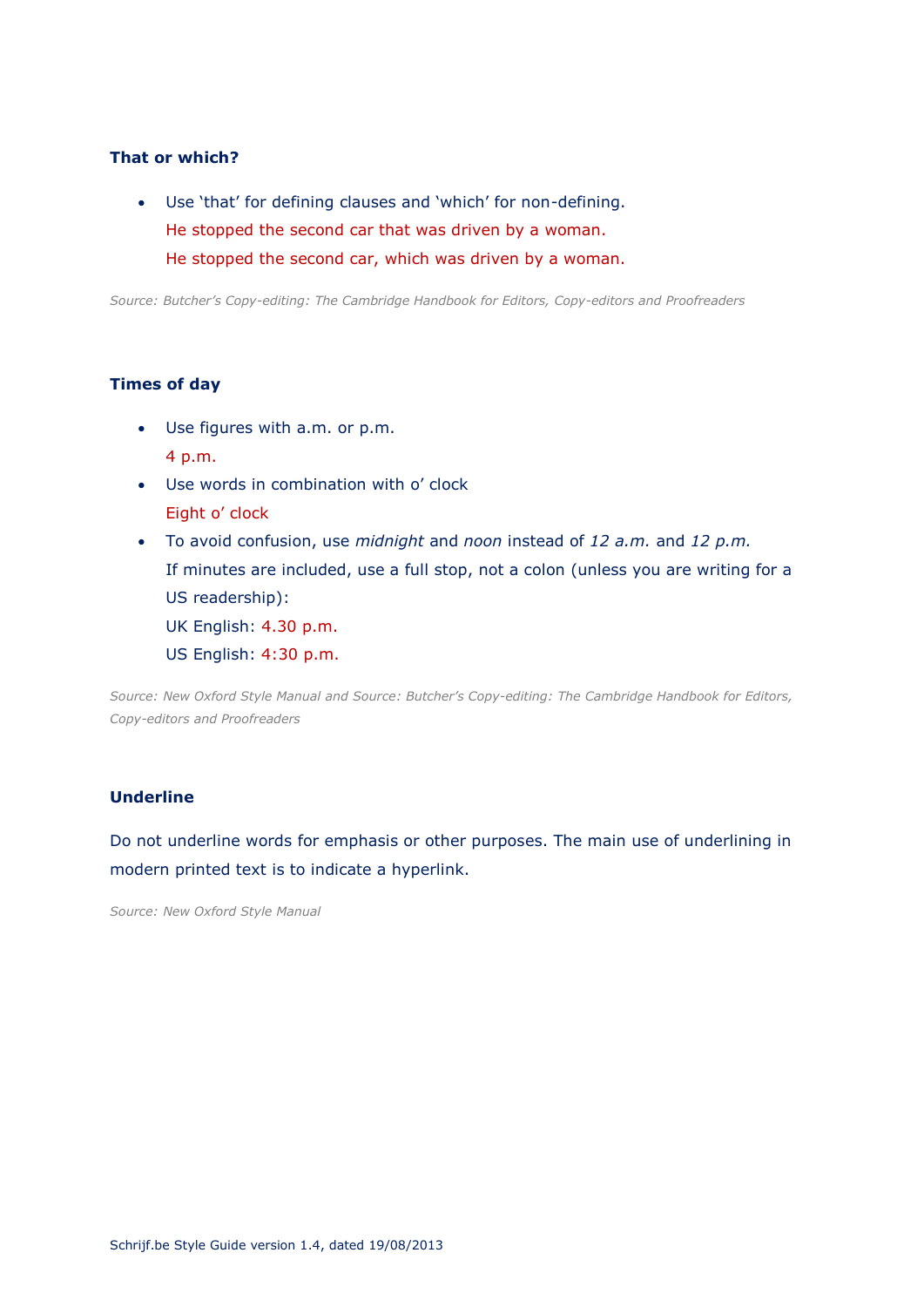### That or which?

- Use ‘that’ for defining clauses and ‘which’ for non-defining.
  He stopped the second car that was driven by a woman.
  He stopped the second car, which was driven by a woman.

*Source: Butcher’s Copy-editing: The Cambridge Handbook for Editors, Copy-editors and Proofreaders*

### Times of day

- Use figures with a.m. or p.m.
  4 p.m.
- Use words in combination with o’ clock
  Eight o’ clock
- To avoid confusion, use *midnight* and *noon* instead of *12 a.m.* and *12 p.m.*
  If minutes are included, use a full stop, not a colon (unless you are writing for a US readership):
  UK English: 4.30 p.m.
  US English: 4:30 p.m.

*Source: New Oxford Style Manual and Source: Butcher’s Copy-editing: The Cambridge Handbook for Editors, Copy-editors and Proofreaders*

### Underline

Do not underline words for emphasis or other purposes. The main use of underlining in modern printed text is to indicate a hyperlink.

*Source: New Oxford Style Manual*

Schrijf.be Style Guide version 1.4, dated 19/08/2013